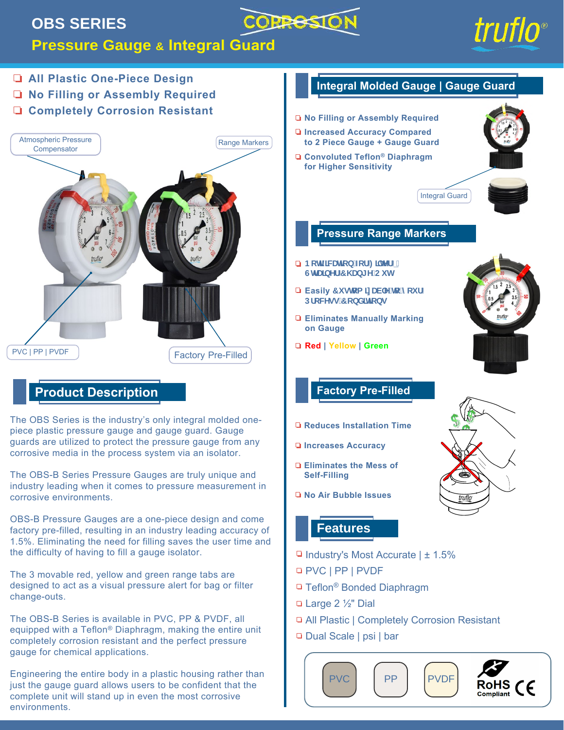# OBS SERIES

## Pressure Gauge & Integral Guard

CORROSION

truflo®

- All Plastic One-Piece Design
- No Filling or Assembly Required
- Completely Corrosion Resistant

Atmospheric Pressure Compensator

Range Markers

PVC | PP | PVDF

Factory Pre-Filled

## Product Description

The OBS Series is the industry's only integral molded one-piece plastic pressure gauge and gauge guard. Gauge guards are utilized to protect the pressure gauge from any corrosive media in the process system via an isolator.

The OBS-B Series Pressure Gauges are truly unique and industry leading when it comes to pressure measurement in corrosive environments.

OBS-B Pressure Gauges are a one-piece design and come factory pre-filled, resulting in an industry leading accuracy of 1.5%. Eliminating the need for filling saves the user time and the difficulty of having to fill a gauge isolator.

The 3 movable red, yellow and green range tabs are designed to act as a visual pressure alert for bag or filter change-outs.

The OBS-B Series is available in PVC, PP & PVDF, all equipped with a Teflon® Diaphragm, making the entire unit completely corrosion resistant and the perfect pressure gauge for chemical applications.

Engineering the entire body in a plastic housing rather than just the gauge guard allows users to be confident that the complete unit will stand up in even the most corrosive environments.

## Integral Molded Gauge | Gauge Guard

- No Filling or Assembly Required
- Increased Accuracy Compared to 2 Piece Gauge + Gauge Guard
- Convoluted Teflon® Diaphragm for Higher Sensitivity

Integral Guard

## Pressure Range Markers

- Notification for Filter / Strainer Change-Out
- Easily Customizable to Your Process Conditions
- Eliminates Manually Marking on Gauge
- Red | Yellow | Green

## Factory Pre-Filled

- Reduces Installation Time
- Increases Accuracy
- Eliminates the Mess of Self-Filling
- No Air Bubble Issues

## Features

- Industry's Most Accurate | ± 1.5%
- PVC | PP | PVDF
- Teflon® Bonded Diaphragm
- Large 2 ½" Dial
- All Plastic | Completely Corrosion Resistant
- Dual Scale | psi | bar

PVC | PP | PVDF | RoHS Compliant | CE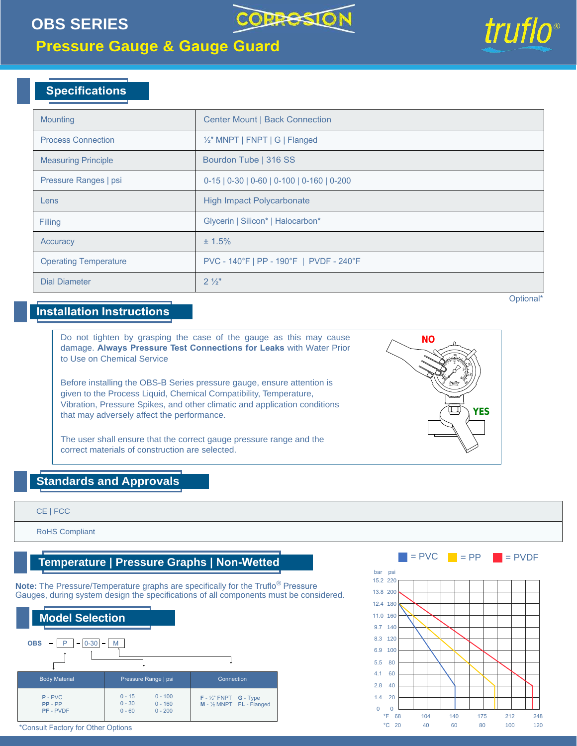# OBS SERIES

## Pressure Gauge & Gauge Guard

CORROSION

truflo®

## Specifications

| | |
|---|---|
| Mounting | Center Mount \| Back Connection |
| Process Connection | ½" MNPT \| FNPT \| G \| Flanged |
| Measuring Principle | Bourdon Tube \| 316 SS |
| Pressure Ranges \| psi | 0-15 \| 0-30 \| 0-60 \| 0-100 \| 0-160 \| 0-200 |
| Lens | High Impact Polycarbonate |
| Filling | Glycerin \| Silicon* \| Halocarbon* |
| Accuracy | ± 1.5% |
| Operating Temperature | PVC - 140°F \| PP - 190°F \| PVDF - 240°F |
| Dial Diameter | 2 ½" |

Optional*

## Installation Instructions

Do not tighten by grasping the case of the gauge as this may cause damage. **Always Pressure Test Connections for Leaks** with Water Prior to Use on Chemical Service

Before installing the OBS-B Series pressure gauge, ensure attention is given to the Process Liquid, Chemical Compatibility, Temperature, Vibration, Pressure Spikes, and other climatic and application conditions that may adversely affect the performance.

The user shall ensure that the correct gauge pressure range and the correct materials of construction are selected.

NO

YES

## Standards and Approvals

| |
|---|
| CE \| FCC |
| RoHS Compliant |

## Temperature | Pressure Graphs | Non-Wetted

**Note:** The Pressure/Temperature graphs are specifically for the Truflo® Pressure Gauges, during system design the specifications of all components must be considered.

= PVC = PP = PVDF

bar psi
15.2 220
13.8 200
12.4 180
11.0 160
9.7 140
8.3 120
6.9 100
5.5 80
4.1 60
2.8 40
1.4 20
0 0

°F 68 104 140 175 212 248
°C 20 40 60 80 100 120

## Model Selection

OBS - P - 0-30 - M

| Body Material | Pressure Range \| psi | | Connection | |
|---|---|---|---|---|
| P - PVC<br>PP - PP<br>PF - PVDF | 0 - 15<br>0 - 30<br>0 - 60 | 0 - 100<br>0 - 160<br>0 - 200 | F - ½" FNPT<br>M - ½ MNPT | G - Type<br>FL - Flanged |

*Consult Factory for Other Options